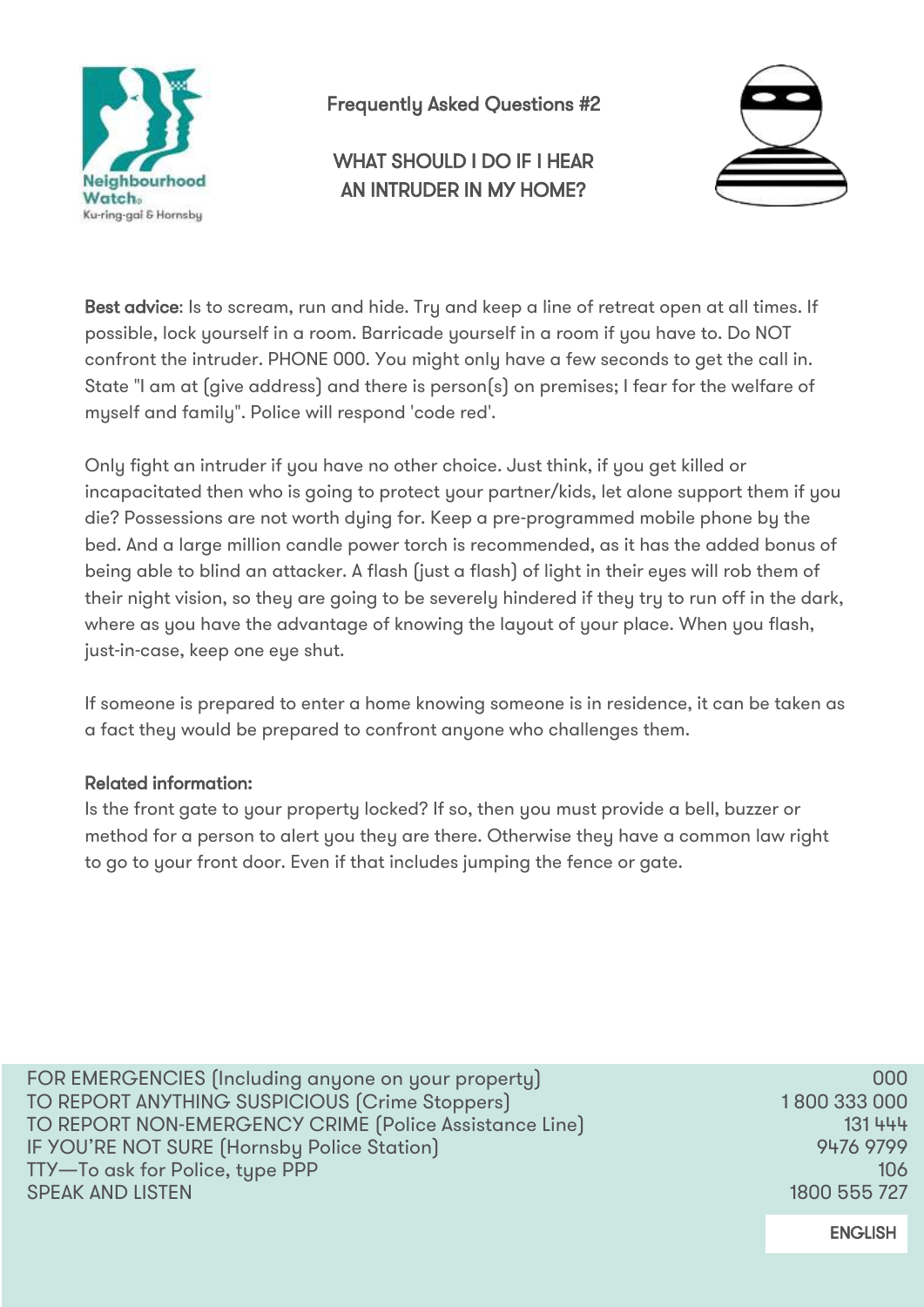Neighbourhood Watch
Ku-ring-gai & Hornsby

Frequently Asked Questions #2

# WHAT SHOULD I DO IF I HEAR AN INTRUDER IN MY HOME?

**Best advice**: Is to scream, run and hide. Try and keep a line of retreat open at all times. If possible, lock yourself in a room. Barricade yourself in a room if you have to. Do NOT confront the intruder. PHONE 000. You might only have a few seconds to get the call in. State "I am at (give address) and there is person(s) on premises; I fear for the welfare of myself and family". Police will respond 'code red'.

Only fight an intruder if you have no other choice. Just think, if you get killed or incapacitated then who is going to protect your partner/kids, let alone support them if you die? Possessions are not worth dying for. Keep a pre-programmed mobile phone by the bed. And a large million candle power torch is recommended, as it has the added bonus of being able to blind an attacker. A flash (just a flash) of light in their eyes will rob them of their night vision, so they are going to be severely hindered if they try to run off in the dark, where as you have the advantage of knowing the layout of your place. When you flash, just-in-case, keep one eye shut.

If someone is prepared to enter a home knowing someone is in residence, it can be taken as a fact they would be prepared to confront anyone who challenges them.

**Related information:**
Is the front gate to your property locked? If so, then you must provide a bell, buzzer or method for a person to alert you they are there. Otherwise they have a common law right to go to your front door. Even if that includes jumping the fence or gate.

| | |
|---|---|
| FOR EMERGENCIES (Including anyone on your property) | 000 |
| TO REPORT ANYTHING SUSPICIOUS (Crime Stoppers) | 1 800 333 000 |
| TO REPORT NON-EMERGENCY CRIME (Police Assistance Line) | 131 444 |
| IF YOU'RE NOT SURE (Hornsby Police Station) | 9476 9799 |
| TTY—To ask for Police, type PPP | 106 |
| SPEAK AND LISTEN | 1800 555 727 |

ENGLISH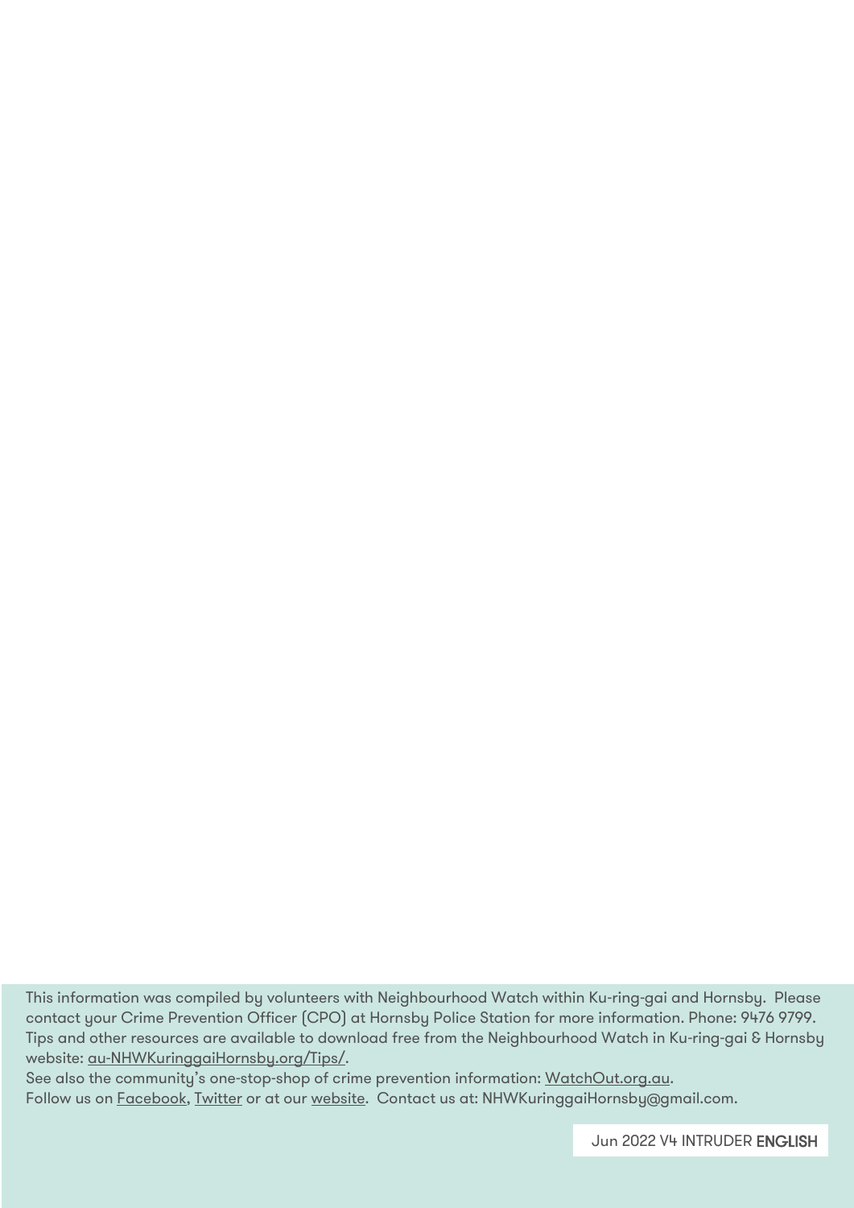This information was compiled by volunteers with Neighbourhood Watch within Ku-ring-gai and Hornsby. Please contact your Crime Prevention Officer (CPO) at Hornsby Police Station for more information. Phone: 9476 9799. Tips and other resources are available to download free from the Neighbourhood Watch in Ku-ring-gai & Hornsby website: au-NHWKuringgaiHornsby.org/Tips/.

See also the community's one-stop-shop of crime prevention information: WatchOut.org.au.

Follow us on Facebook, Twitter or at our website. Contact us at: NHWKuringgaiHornsby@gmail.com.

Jun 2022 V4 INTRUDER **ENGLISH**